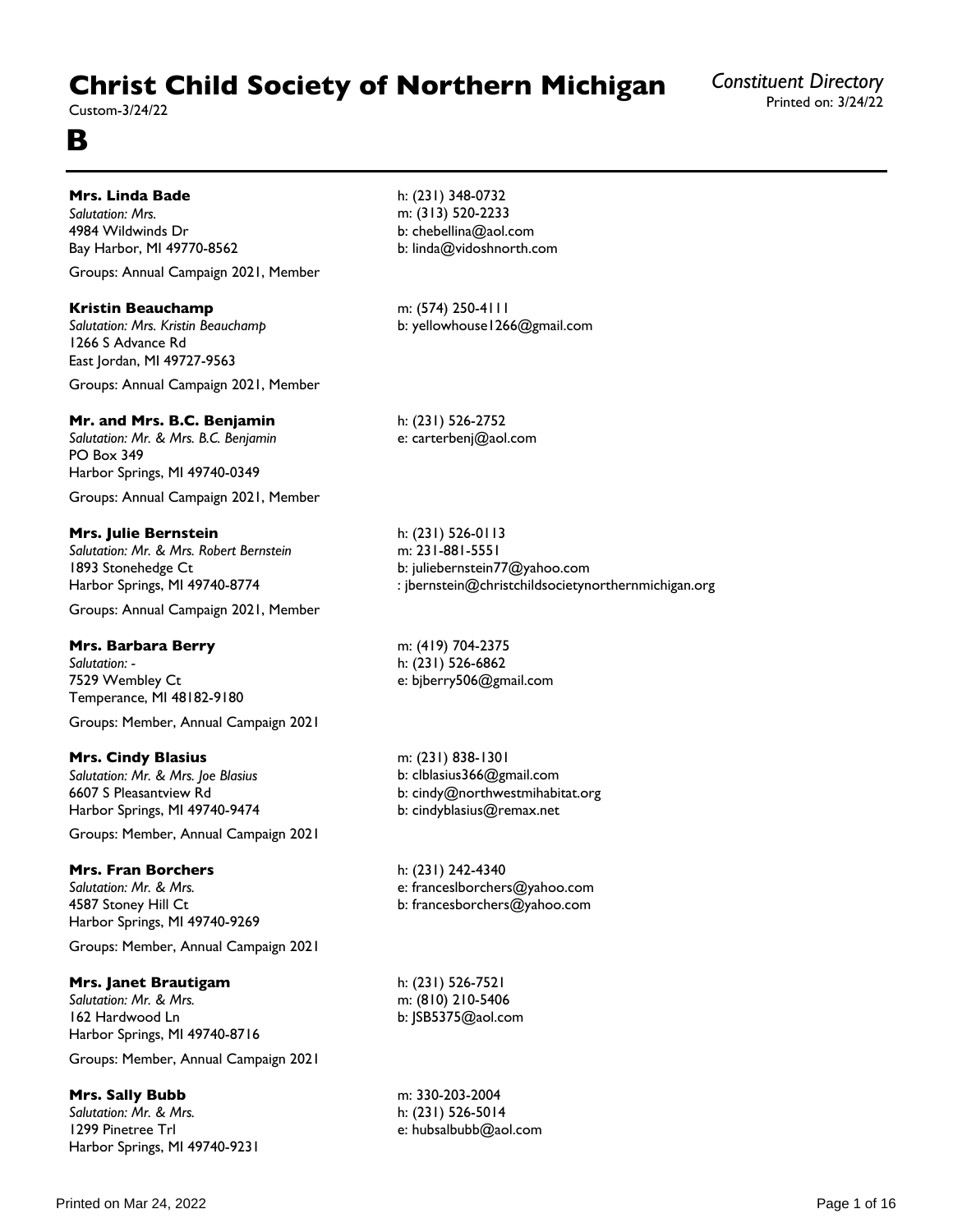# Christ Child Society of Northern Michigan

Custom-3/24/22

*Constituent Directory*
Printed on: 3/24/22

## B

---

**Mrs. Linda Bade**
*Salutation: Mrs.*
4984 Wildwinds Dr
Bay Harbor, MI 49770-8562

h: (231) 348-0732
m: (313) 520-2233
b: chebellina@aol.com
b: linda@vidoshnorth.com

Groups: Annual Campaign 2021, Member

**Kristin Beauchamp**
*Salutation: Mrs. Kristin Beauchamp*
1266 S Advance Rd
East Jordan, MI 49727-9563

m: (574) 250-4111
b: yellowhouse1266@gmail.com

Groups: Annual Campaign 2021, Member

**Mr. and Mrs. B.C. Benjamin**
*Salutation: Mr. & Mrs. B.C. Benjamin*
PO Box 349
Harbor Springs, MI 49740-0349

h: (231) 526-2752
e: carterbenj@aol.com

Groups: Annual Campaign 2021, Member

**Mrs. Julie Bernstein**
*Salutation: Mr. & Mrs. Robert Bernstein*
1893 Stonehedge Ct
Harbor Springs, MI 49740-8774

h: (231) 526-0113
m: 231-881-5551
b: juliebernstein77@yahoo.com
: jbernstein@christchildsocietynorthernmichigan.org

Groups: Annual Campaign 2021, Member

**Mrs. Barbara Berry**
*Salutation: -*
7529 Wembley Ct
Temperance, MI 48182-9180

m: (419) 704-2375
h: (231) 526-6862
e: bjberry506@gmail.com

Groups: Member, Annual Campaign 2021

**Mrs. Cindy Blasius**
*Salutation: Mr. & Mrs. Joe Blasius*
6607 S Pleasantview Rd
Harbor Springs, MI 49740-9474

m: (231) 838-1301
b: clblasius366@gmail.com
b: cindy@northwestmihabitat.org
b: cindyblasius@remax.net

Groups: Member, Annual Campaign 2021

**Mrs. Fran Borchers**
*Salutation: Mr. & Mrs.*
4587 Stoney Hill Ct
Harbor Springs, MI 49740-9269

h: (231) 242-4340
e: franceslborchers@yahoo.com
b: francesborchers@yahoo.com

Groups: Member, Annual Campaign 2021

**Mrs. Janet Brautigam**
*Salutation: Mr. & Mrs.*
162 Hardwood Ln
Harbor Springs, MI 49740-8716

h: (231) 526-7521
m: (810) 210-5406
b: JSB5375@aol.com

Groups: Member, Annual Campaign 2021

**Mrs. Sally Bubb**
*Salutation: Mr. & Mrs.*
1299 Pinetree Trl
Harbor Springs, MI 49740-9231

m: 330-203-2004
h: (231) 526-5014
e: hubsalbubb@aol.com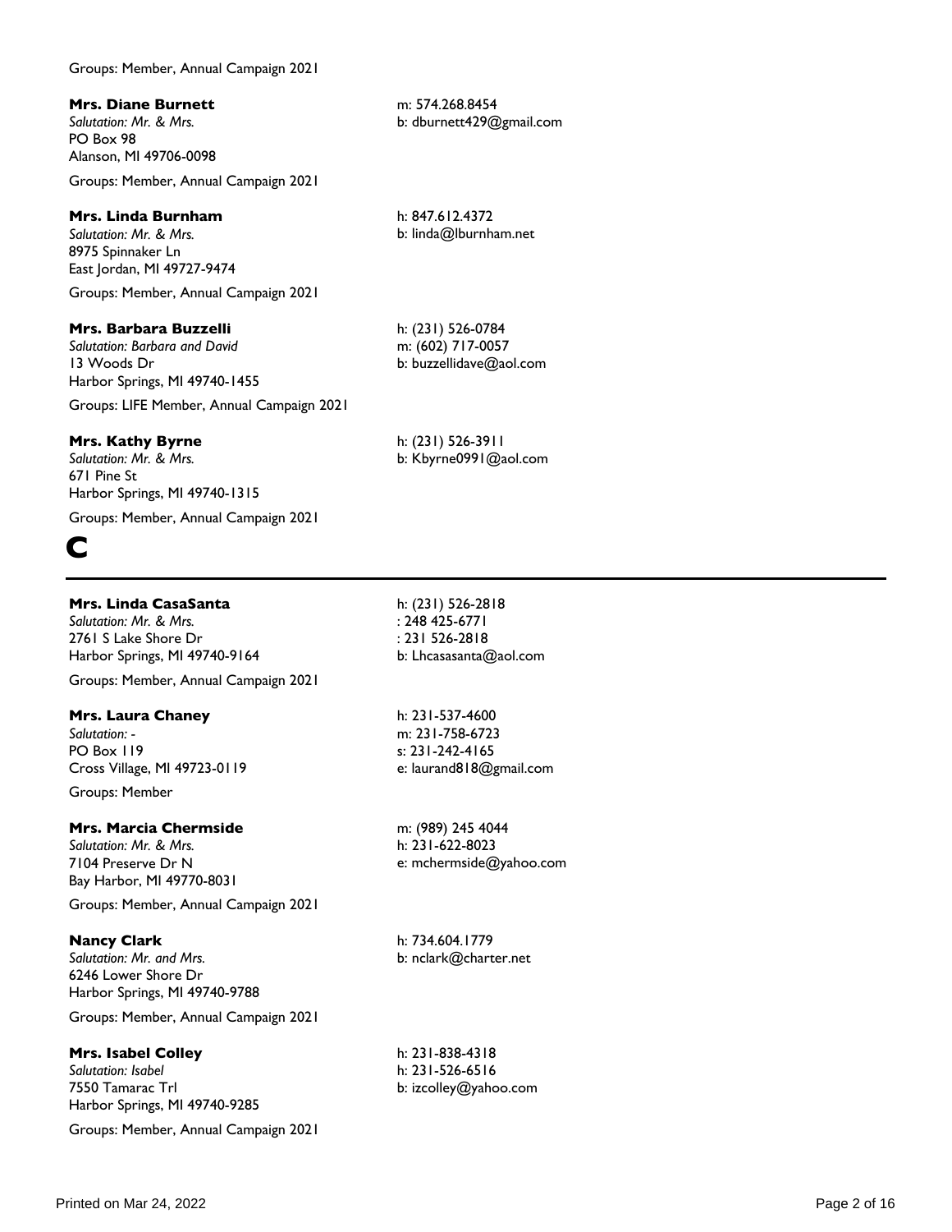Groups: Member, Annual Campaign 2021

**Mrs. Diane Burnett**
*Salutation: Mr. & Mrs.*
PO Box 98
Alanson, MI 49706-0098

m: 574.268.8454
b: dburnett429@gmail.com

Groups: Member, Annual Campaign 2021

**Mrs. Linda Burnham**
*Salutation: Mr. & Mrs.*
8975 Spinnaker Ln
East Jordan, MI 49727-9474

h: 847.612.4372
b: linda@lburnham.net

Groups: Member, Annual Campaign 2021

**Mrs. Barbara Buzzelli**
*Salutation: Barbara and David*
13 Woods Dr
Harbor Springs, MI 49740-1455

h: (231) 526-0784
m: (602) 717-0057
b: buzzellidave@aol.com

Groups: LIFE Member, Annual Campaign 2021

**Mrs. Kathy Byrne**
*Salutation: Mr. & Mrs.*
671 Pine St
Harbor Springs, MI 49740-1315

h: (231) 526-3911
b: Kbyrne0991@aol.com

Groups: Member, Annual Campaign 2021

# C

**Mrs. Linda CasaSanta**
*Salutation: Mr. & Mrs.*
2761 S Lake Shore Dr
Harbor Springs, MI 49740-9164

h: (231) 526-2818
: 248 425-6771
: 231 526-2818
b: Lhcasasanta@aol.com

Groups: Member, Annual Campaign 2021

**Mrs. Laura Chaney**
*Salutation: -*
PO Box 119
Cross Village, MI 49723-0119

h: 231-537-4600
m: 231-758-6723
s: 231-242-4165
e: laurand818@gmail.com

Groups: Member

**Mrs. Marcia Chermside**
*Salutation: Mr. & Mrs.*
7104 Preserve Dr N
Bay Harbor, MI 49770-8031

m: (989) 245 4044
h: 231-622-8023
e: mchermside@yahoo.com

Groups: Member, Annual Campaign 2021

**Nancy Clark**
*Salutation: Mr. and Mrs.*
6246 Lower Shore Dr
Harbor Springs, MI 49740-9788

h: 734.604.1779
b: nclark@charter.net

Groups: Member, Annual Campaign 2021

**Mrs. Isabel Colley**
*Salutation: Isabel*
7550 Tamarac Trl
Harbor Springs, MI 49740-9285

h: 231-838-4318
h: 231-526-6516
b: izcolley@yahoo.com

Groups: Member, Annual Campaign 2021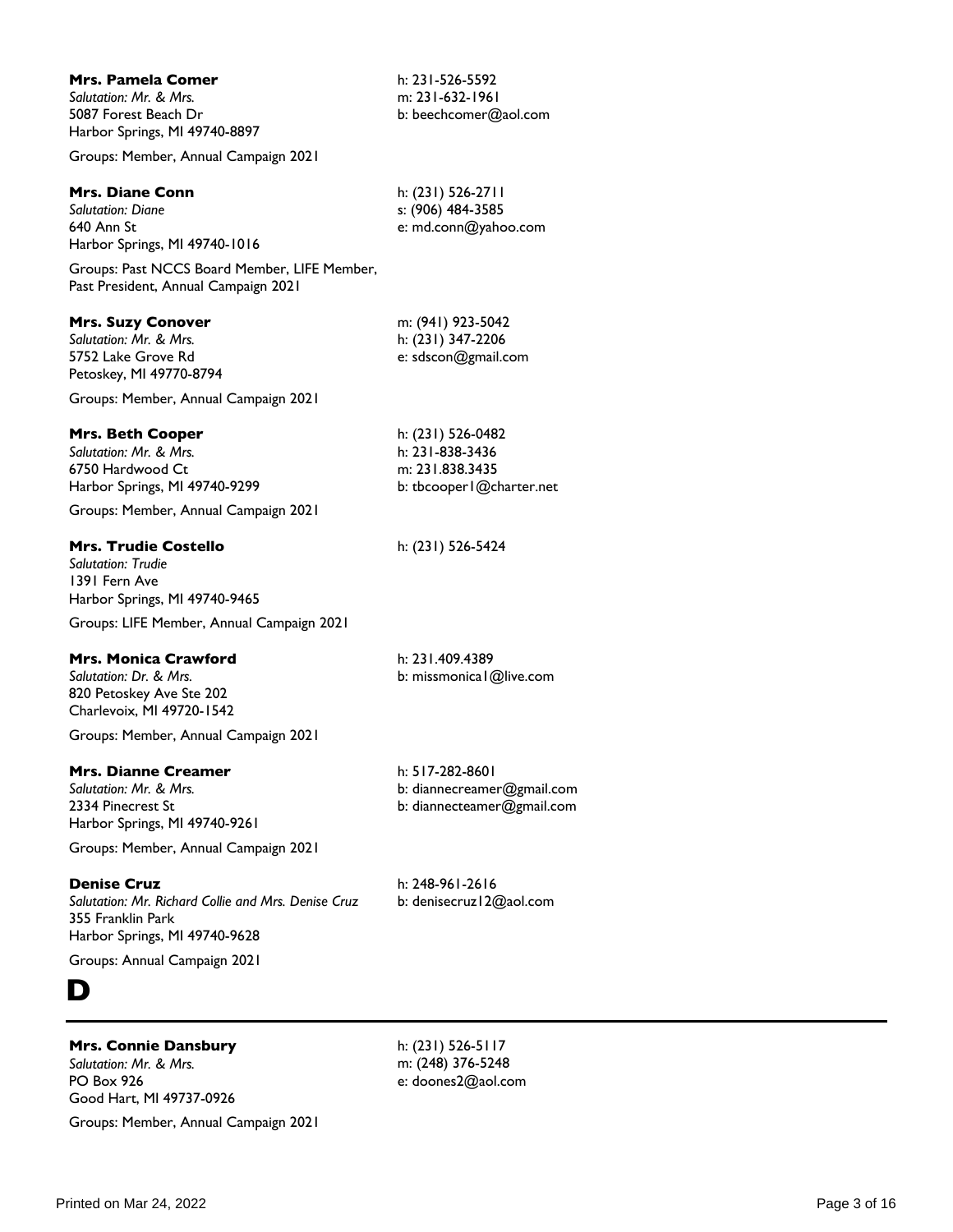**Mrs. Pamela Comer**
*Salutation: Mr. & Mrs.*
5087 Forest Beach Dr
Harbor Springs, MI 49740-8897

h: 231-526-5592
m: 231-632-1961
b: beechcomer@aol.com

Groups: Member, Annual Campaign 2021

**Mrs. Diane Conn**
*Salutation: Diane*
640 Ann St
Harbor Springs, MI 49740-1016

h: (231) 526-2711
s: (906) 484-3585
e: md.conn@yahoo.com

Groups: Past NCCS Board Member, LIFE Member, Past President, Annual Campaign 2021

**Mrs. Suzy Conover**
*Salutation: Mr. & Mrs.*
5752 Lake Grove Rd
Petoskey, MI 49770-8794

m: (941) 923-5042
h: (231) 347-2206
e: sdscon@gmail.com

Groups: Member, Annual Campaign 2021

**Mrs. Beth Cooper**
*Salutation: Mr. & Mrs.*
6750 Hardwood Ct
Harbor Springs, MI 49740-9299

h: (231) 526-0482
h: 231-838-3436
m: 231.838.3435
b: tbcooper1@charter.net

Groups: Member, Annual Campaign 2021

**Mrs. Trudie Costello**
*Salutation: Trudie*
1391 Fern Ave
Harbor Springs, MI 49740-9465

h: (231) 526-5424

Groups: LIFE Member, Annual Campaign 2021

**Mrs. Monica Crawford**
*Salutation: Dr. & Mrs.*
820 Petoskey Ave Ste 202
Charlevoix, MI 49720-1542

h: 231.409.4389
b: missmonica1@live.com

Groups: Member, Annual Campaign 2021

**Mrs. Dianne Creamer**
*Salutation: Mr. & Mrs.*
2334 Pinecrest St
Harbor Springs, MI 49740-9261

h: 517-282-8601
b: diannecreamer@gmail.com
b: diannecteamer@gmail.com

Groups: Member, Annual Campaign 2021

**Denise Cruz**
*Salutation: Mr. Richard Collie and Mrs. Denise Cruz*
355 Franklin Park
Harbor Springs, MI 49740-9628

h: 248-961-2616
b: denisecruz12@aol.com

Groups: Annual Campaign 2021

# D

**Mrs. Connie Dansbury**
*Salutation: Mr. & Mrs.*
PO Box 926
Good Hart, MI 49737-0926

h: (231) 526-5117
m: (248) 376-5248
e: doones2@aol.com

Groups: Member, Annual Campaign 2021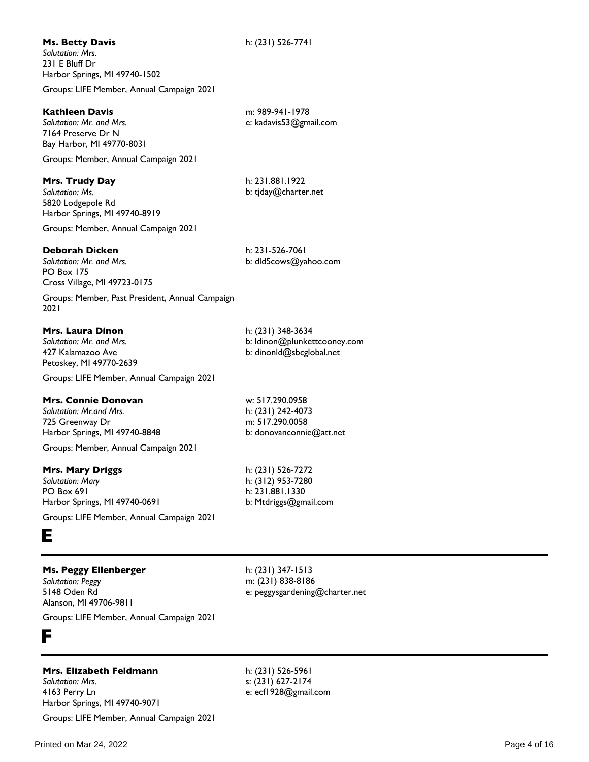**Ms. Betty Davis**
*Salutation: Mrs.*
231 E Bluff Dr
Harbor Springs, MI 49740-1502

h: (231) 526-7741

Groups: LIFE Member, Annual Campaign 2021

**Kathleen Davis**
*Salutation: Mr. and Mrs.*
7164 Preserve Dr N
Bay Harbor, MI 49770-8031

m: 989-941-1978
e: kadavis53@gmail.com

Groups: Member, Annual Campaign 2021

**Mrs. Trudy Day**
*Salutation: Ms.*
5820 Lodgepole Rd
Harbor Springs, MI 49740-8919

h: 231.881.1922
b: tjday@charter.net

Groups: Member, Annual Campaign 2021

**Deborah Dicken**
*Salutation: Mr. and Mrs.*
PO Box 175
Cross Village, MI 49723-0175

h: 231-526-7061
b: dld5cows@yahoo.com

Groups: Member, Past President, Annual Campaign 2021

**Mrs. Laura Dinon**
*Salutation: Mr. and Mrs.*
427 Kalamazoo Ave
Petoskey, MI 49770-2639

h: (231) 348-3634
b: ldinon@plunkettcooney.com
b: dinonld@sbcglobal.net

Groups: LIFE Member, Annual Campaign 2021

**Mrs. Connie Donovan**
*Salutation: Mr.and Mrs.*
725 Greenway Dr
Harbor Springs, MI 49740-8848

w: 517.290.0958
h: (231) 242-4073
m: 517.290.0058
b: donovanconnie@att.net

Groups: Member, Annual Campaign 2021

**Mrs. Mary Driggs**
*Salutation: Mary*
PO Box 691
Harbor Springs, MI 49740-0691

h: (231) 526-7272
h: (312) 953-7280
h: 231.881.1330
b: Mtdriggs@gmail.com

Groups: LIFE Member, Annual Campaign 2021

# E

**Ms. Peggy Ellenberger**
*Salutation: Peggy*
5148 Oden Rd
Alanson, MI 49706-9811

h: (231) 347-1513
m: (231) 838-8186
e: peggysgardening@charter.net

Groups: LIFE Member, Annual Campaign 2021

# F

**Mrs. Elizabeth Feldmann**
*Salutation: Mrs.*
4163 Perry Ln
Harbor Springs, MI 49740-9071

h: (231) 526-5961
s: (231) 627-2174
e: ecf1928@gmail.com

Groups: LIFE Member, Annual Campaign 2021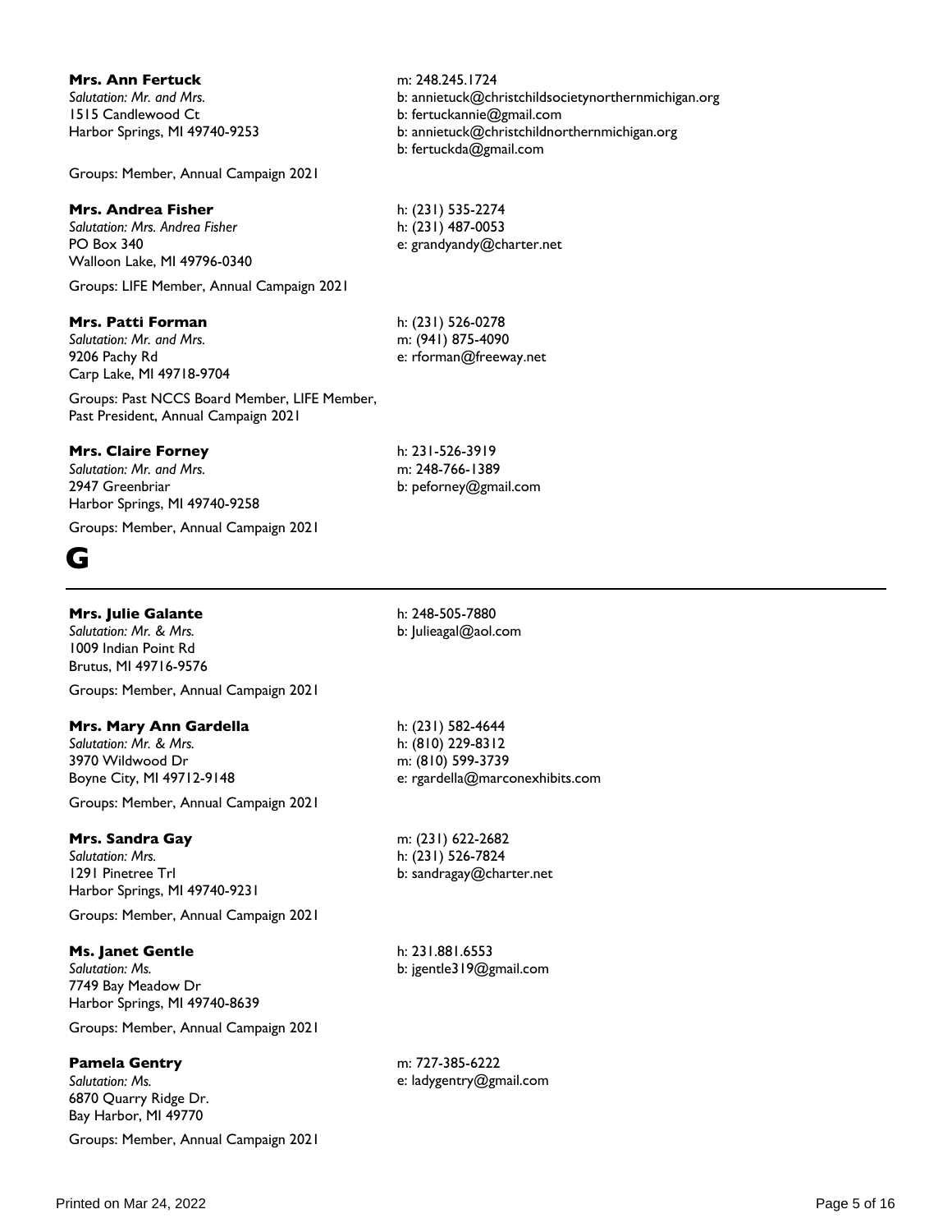**Mrs. Ann Fertuck**
*Salutation: Mr. and Mrs.*
1515 Candlewood Ct
Harbor Springs, MI 49740-9253

m: 248.245.1724
b: annietuck@christchildsocietynorthernmichigan.org
b: fertuckannie@gmail.com
b: annietuck@christchildnorthernmichigan.org
b: fertuckda@gmail.com

Groups: Member, Annual Campaign 2021

**Mrs. Andrea Fisher**
*Salutation: Mrs. Andrea Fisher*
PO Box 340
Walloon Lake, MI 49796-0340

h: (231) 535-2274
h: (231) 487-0053
e: grandyandy@charter.net

Groups: LIFE Member, Annual Campaign 2021

**Mrs. Patti Forman**
*Salutation: Mr. and Mrs.*
9206 Pachy Rd
Carp Lake, MI 49718-9704

h: (231) 526-0278
m: (941) 875-4090
e: rforman@freeway.net

Groups: Past NCCS Board Member, LIFE Member, Past President, Annual Campaign 2021

**Mrs. Claire Forney**
*Salutation: Mr. and Mrs.*
2947 Greenbriar
Harbor Springs, MI 49740-9258

h: 231-526-3919
m: 248-766-1389
b: peforney@gmail.com

Groups: Member, Annual Campaign 2021

# G

**Mrs. Julie Galante**
*Salutation: Mr. & Mrs.*
1009 Indian Point Rd
Brutus, MI 49716-9576

h: 248-505-7880
b: Julieagal@aol.com

Groups: Member, Annual Campaign 2021

**Mrs. Mary Ann Gardella**
*Salutation: Mr. & Mrs.*
3970 Wildwood Dr
Boyne City, MI 49712-9148

h: (231) 582-4644
h: (810) 229-8312
m: (810) 599-3739
e: rgardella@marconexhibits.com

Groups: Member, Annual Campaign 2021

**Mrs. Sandra Gay**
*Salutation: Mrs.*
1291 Pinetree Trl
Harbor Springs, MI 49740-9231

m: (231) 622-2682
h: (231) 526-7824
b: sandragay@charter.net

Groups: Member, Annual Campaign 2021

**Ms. Janet Gentle**
*Salutation: Ms.*
7749 Bay Meadow Dr
Harbor Springs, MI 49740-8639

h: 231.881.6553
b: jgentle319@gmail.com

Groups: Member, Annual Campaign 2021

**Pamela Gentry**
*Salutation: Ms.*
6870 Quarry Ridge Dr.
Bay Harbor, MI 49770

m: 727-385-6222
e: ladygentry@gmail.com

Groups: Member, Annual Campaign 2021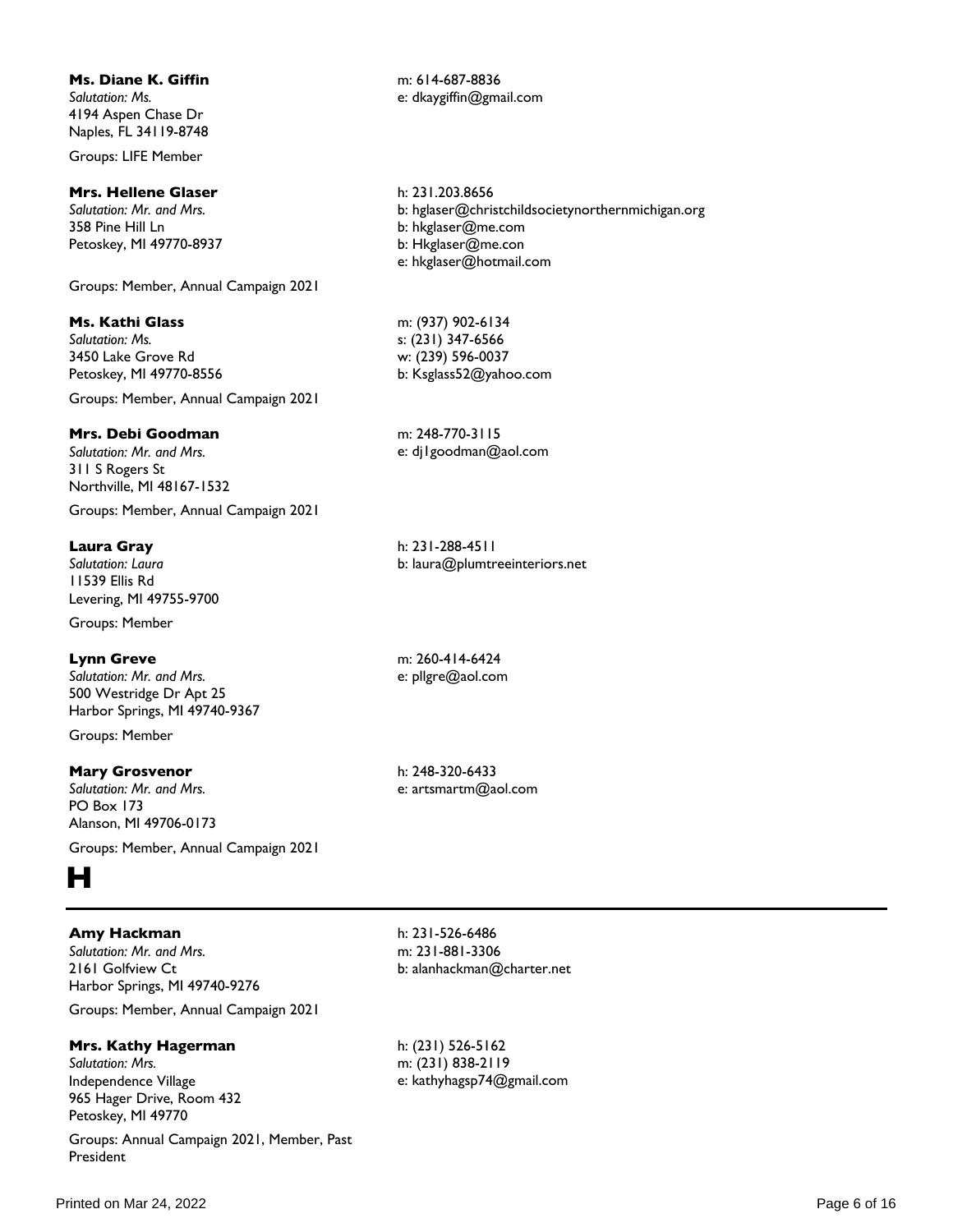**Ms. Diane K. Giffin**
*Salutation: Ms.*
4194 Aspen Chase Dr
Naples, FL 34119-8748

m: 614-687-8836
e: dkaygiffin@gmail.com

Groups: LIFE Member

**Mrs. Hellene Glaser**
*Salutation: Mr. and Mrs.*
358 Pine Hill Ln
Petoskey, MI 49770-8937

h: 231.203.8656
b: hglaser@christchildsocietynorthernmichigan.org
b: hkglaser@me.com
b: Hkglaser@me.con
e: hkglaser@hotmail.com

Groups: Member, Annual Campaign 2021

**Ms. Kathi Glass**
*Salutation: Ms.*
3450 Lake Grove Rd
Petoskey, MI 49770-8556

m: (937) 902-6134
s: (231) 347-6566
w: (239) 596-0037
b: Ksglass52@yahoo.com

Groups: Member, Annual Campaign 2021

**Mrs. Debi Goodman**
*Salutation: Mr. and Mrs.*
311 S Rogers St
Northville, MI 48167-1532

m: 248-770-3115
e: dj1goodman@aol.com

Groups: Member, Annual Campaign 2021

**Laura Gray**
*Salutation: Laura*
11539 Ellis Rd
Levering, MI 49755-9700

h: 231-288-4511
b: laura@plumtreeinteriors.net

Groups: Member

**Lynn Greve**
*Salutation: Mr. and Mrs.*
500 Westridge Dr Apt 25
Harbor Springs, MI 49740-9367

m: 260-414-6424
e: pllgre@aol.com

Groups: Member

**Mary Grosvenor**
*Salutation: Mr. and Mrs.*
PO Box 173
Alanson, MI 49706-0173

h: 248-320-6433
e: artsmartm@aol.com

Groups: Member, Annual Campaign 2021

# H

**Amy Hackman**
*Salutation: Mr. and Mrs.*
2161 Golfview Ct
Harbor Springs, MI 49740-9276

h: 231-526-6486
m: 231-881-3306
b: alanhackman@charter.net

Groups: Member, Annual Campaign 2021

**Mrs. Kathy Hagerman**
*Salutation: Mrs.*
Independence Village
965 Hager Drive, Room 432
Petoskey, MI 49770

h: (231) 526-5162
m: (231) 838-2119
e: kathyhagsp74@gmail.com

Groups: Annual Campaign 2021, Member, Past President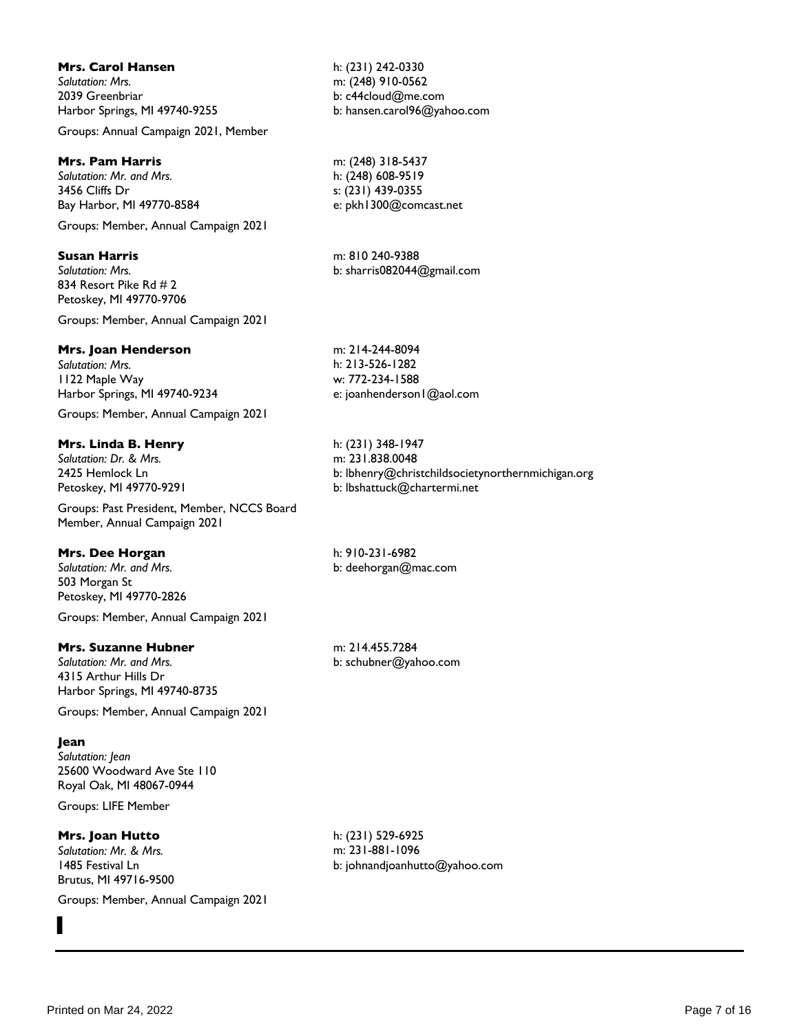**Mrs. Carol Hansen**
*Salutation: Mrs.*
2039 Greenbriar
Harbor Springs, MI 49740-9255

h: (231) 242-0330
m: (248) 910-0562
b: c44cloud@me.com
b: hansen.carol96@yahoo.com

Groups: Annual Campaign 2021, Member

**Mrs. Pam Harris**
*Salutation: Mr. and Mrs.*
3456 Cliffs Dr
Bay Harbor, MI 49770-8584

m: (248) 318-5437
h: (248) 608-9519
s: (231) 439-0355
e: pkh1300@comcast.net

Groups: Member, Annual Campaign 2021

**Susan Harris**
*Salutation: Mrs.*
834 Resort Pike Rd # 2
Petoskey, MI 49770-9706

m: 810 240-9388
b: sharris082044@gmail.com

Groups: Member, Annual Campaign 2021

**Mrs. Joan Henderson**
*Salutation: Mrs.*
1122 Maple Way
Harbor Springs, MI 49740-9234

m: 214-244-8094
h: 213-526-1282
w: 772-234-1588
e: joanhenderson1@aol.com

Groups: Member, Annual Campaign 2021

**Mrs. Linda B. Henry**
*Salutation: Dr. & Mrs.*
2425 Hemlock Ln
Petoskey, MI 49770-9291

h: (231) 348-1947
m: 231.838.0048
b: lbhenry@christchildsocietynorthernmichigan.org
b: lbshattuck@chartermi.net

Groups: Past President, Member, NCCS Board Member, Annual Campaign 2021

**Mrs. Dee Horgan**
*Salutation: Mr. and Mrs.*
503 Morgan St
Petoskey, MI 49770-2826

h: 910-231-6982
b: deehorgan@mac.com

Groups: Member, Annual Campaign 2021

**Mrs. Suzanne Hubner**
*Salutation: Mr. and Mrs.*
4315 Arthur Hills Dr
Harbor Springs, MI 49740-8735

m: 214.455.7284
b: schubner@yahoo.com

Groups: Member, Annual Campaign 2021

**Jean**
*Salutation: Jean*
25600 Woodward Ave Ste 110
Royal Oak, MI 48067-0944

Groups: LIFE Member

**Mrs. Joan Hutto**
*Salutation: Mr. & Mrs.*
1485 Festival Ln
Brutus, MI 49716-9500

h: (231) 529-6925
m: 231-881-1096
b: johnandjoanhutto@yahoo.com

Groups: Member, Annual Campaign 2021

# I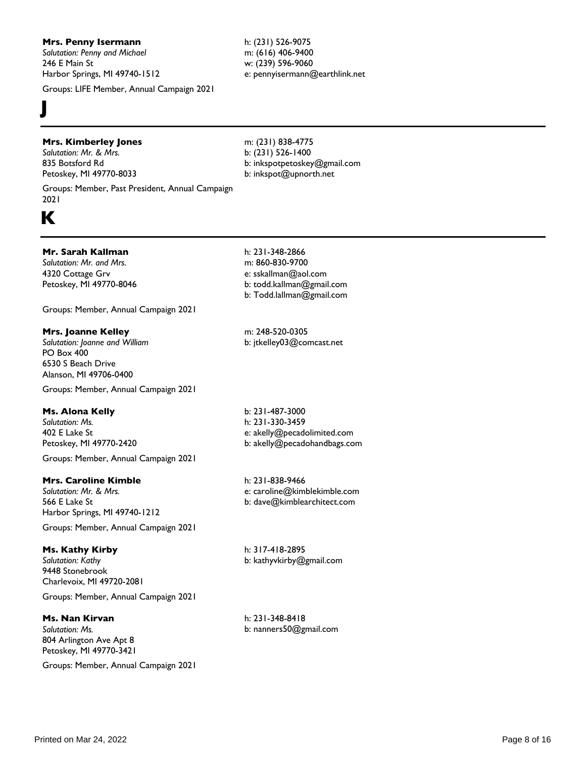**Mrs. Penny Isermann**
*Salutation: Penny and Michael*
246 E Main St
Harbor Springs, MI 49740-1512

h: (231) 526-9075
m: (616) 406-9400
w: (239) 596-9060
e: pennyisermann@earthlink.net

Groups: LIFE Member, Annual Campaign 2021

# J

**Mrs. Kimberley Jones**
*Salutation: Mr. & Mrs.*
835 Botsford Rd
Petoskey, MI 49770-8033

m: (231) 838-4775
b: (231) 526-1400
b: inkspotpetoskey@gmail.com
b: inkspot@upnorth.net

Groups: Member, Past President, Annual Campaign 2021

# K

**Mr. Sarah Kallman**
*Salutation: Mr. and Mrs.*
4320 Cottage Grv
Petoskey, MI 49770-8046

h: 231-348-2866
m: 860-830-9700
e: sskallman@aol.com
b: todd.kallman@gmail.com
b: Todd.lallman@gmail.com

Groups: Member, Annual Campaign 2021

**Mrs. Joanne Kelley**
*Salutation: Joanne and William*
PO Box 400
6530 S Beach Drive
Alanson, MI 49706-0400

m: 248-520-0305
b: jtkelley03@comcast.net

Groups: Member, Annual Campaign 2021

**Ms. Alona Kelly**
*Salutation: Ms.*
402 E Lake St
Petoskey, MI 49770-2420

b: 231-487-3000
h: 231-330-3459
e: akelly@pecadolimited.com
b: akelly@pecadohandbags.com

Groups: Member, Annual Campaign 2021

**Mrs. Caroline Kimble**
*Salutation: Mr. & Mrs.*
566 E Lake St
Harbor Springs, MI 49740-1212

h: 231-838-9466
e: caroline@kimblekimble.com
b: dave@kimblearchitect.com

Groups: Member, Annual Campaign 2021

**Ms. Kathy Kirby**
*Salutation: Kathy*
9448 Stonebrook
Charlevoix, MI 49720-2081

h: 317-418-2895
b: kathyvkirby@gmail.com

Groups: Member, Annual Campaign 2021

**Ms. Nan Kirvan**
*Salutation: Ms.*
804 Arlington Ave Apt 8
Petoskey, MI 49770-3421

h: 231-348-8418
b: nanners50@gmail.com

Groups: Member, Annual Campaign 2021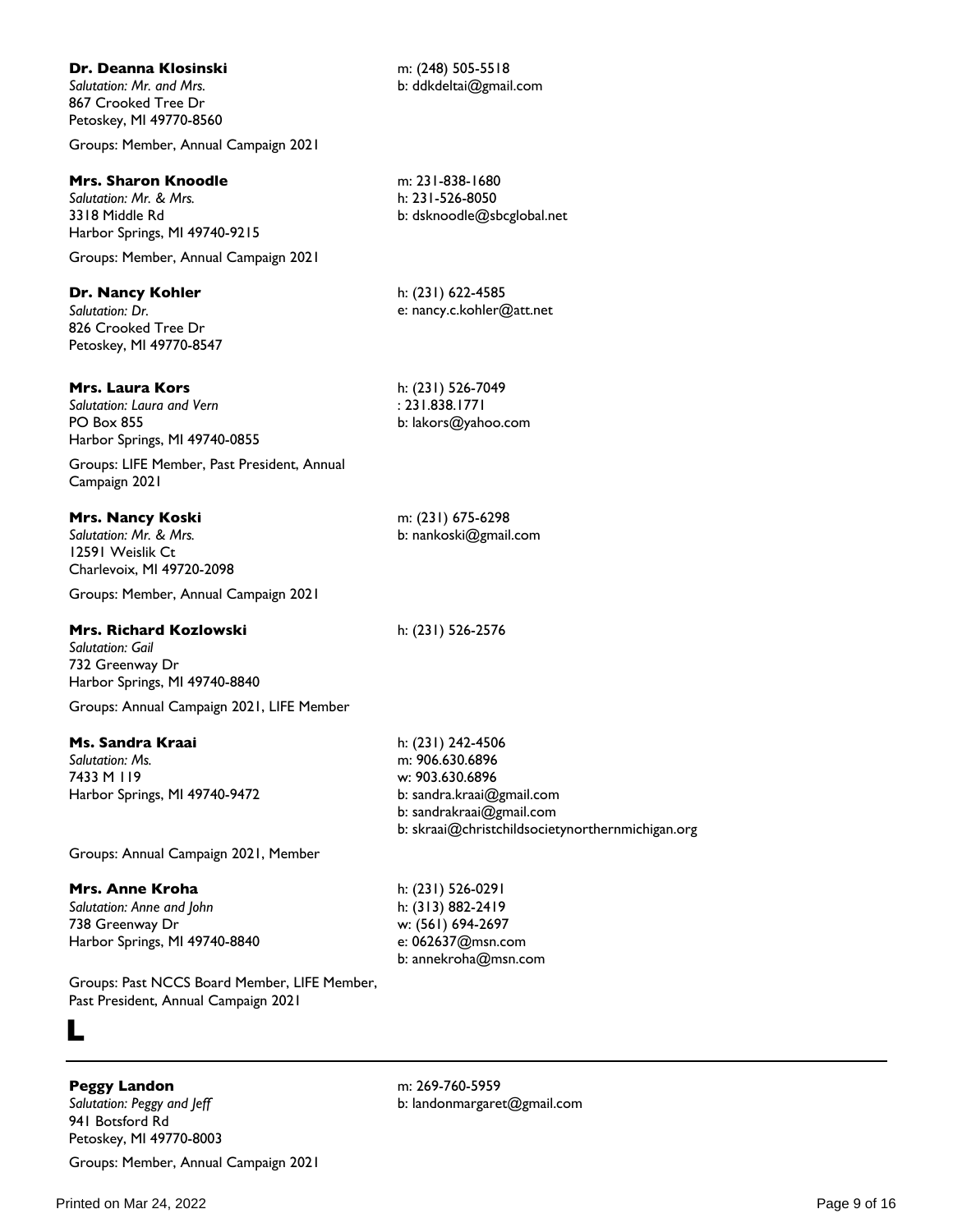**Dr. Deanna Klosinski**
*Salutation: Mr. and Mrs.*
867 Crooked Tree Dr
Petoskey, MI 49770-8560

m: (248) 505-5518
b: ddkdeltai@gmail.com

Groups: Member, Annual Campaign 2021

**Mrs. Sharon Knoodle**
*Salutation: Mr. & Mrs.*
3318 Middle Rd
Harbor Springs, MI 49740-9215

m: 231-838-1680
h: 231-526-8050
b: dsknoodle@sbcglobal.net

Groups: Member, Annual Campaign 2021

**Dr. Nancy Kohler**
*Salutation: Dr.*
826 Crooked Tree Dr
Petoskey, MI 49770-8547

h: (231) 622-4585
e: nancy.c.kohler@att.net

**Mrs. Laura Kors**
*Salutation: Laura and Vern*
PO Box 855
Harbor Springs, MI 49740-0855

h: (231) 526-7049
: 231.838.1771
b: lakors@yahoo.com

Groups: LIFE Member, Past President, Annual Campaign 2021

**Mrs. Nancy Koski**
*Salutation: Mr. & Mrs.*
12591 Weislik Ct
Charlevoix, MI 49720-2098

m: (231) 675-6298
b: nankoski@gmail.com

Groups: Member, Annual Campaign 2021

**Mrs. Richard Kozlowski**
*Salutation: Gail*
732 Greenway Dr
Harbor Springs, MI 49740-8840

h: (231) 526-2576

Groups: Annual Campaign 2021, LIFE Member

**Ms. Sandra Kraai**
*Salutation: Ms.*
7433 M 119
Harbor Springs, MI 49740-9472

h: (231) 242-4506
m: 906.630.6896
w: 903.630.6896
b: sandra.kraai@gmail.com
b: sandrakraai@gmail.com
b: skraai@christchildsocietynorthernmichigan.org

Groups: Annual Campaign 2021, Member

**Mrs. Anne Kroha**
*Salutation: Anne and John*
738 Greenway Dr
Harbor Springs, MI 49740-8840

h: (231) 526-0291
h: (313) 882-2419
w: (561) 694-2697
e: 062637@msn.com
b: annekroha@msn.com

Groups: Past NCCS Board Member, LIFE Member, Past President, Annual Campaign 2021

# L

**Peggy Landon**
*Salutation: Peggy and Jeff*
941 Botsford Rd
Petoskey, MI 49770-8003

m: 269-760-5959
b: landonmargaret@gmail.com

Groups: Member, Annual Campaign 2021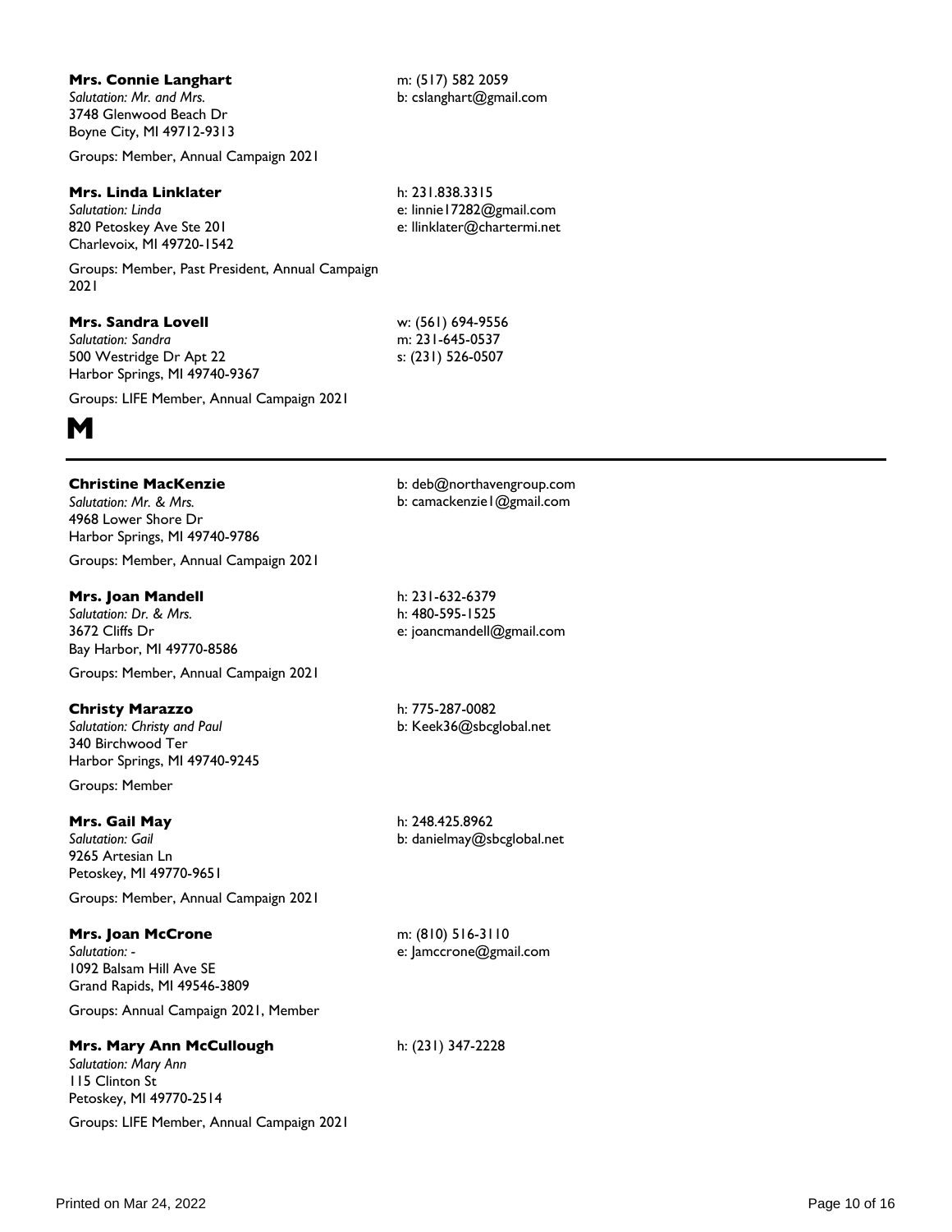**Mrs. Connie Langhart**
*Salutation: Mr. and Mrs.*
3748 Glenwood Beach Dr
Boyne City, MI 49712-9313

m: (517) 582 2059
b: cslanghart@gmail.com

Groups: Member, Annual Campaign 2021

**Mrs. Linda Linklater**
*Salutation: Linda*
820 Petoskey Ave Ste 201
Charlevoix, MI 49720-1542

h: 231.838.3315
e: linnie17282@gmail.com
e: llinklater@chartermi.net

Groups: Member, Past President, Annual Campaign 2021

**Mrs. Sandra Lovell**
*Salutation: Sandra*
500 Westridge Dr Apt 22
Harbor Springs, MI 49740-9367

w: (561) 694-9556
m: 231-645-0537
s: (231) 526-0507

Groups: LIFE Member, Annual Campaign 2021

# M

**Christine MacKenzie**
*Salutation: Mr. & Mrs.*
4968 Lower Shore Dr
Harbor Springs, MI 49740-9786

b: deb@northavengroup.com
b: camackenzie1@gmail.com

Groups: Member, Annual Campaign 2021

**Mrs. Joan Mandell**
*Salutation: Dr. & Mrs.*
3672 Cliffs Dr
Bay Harbor, MI 49770-8586

h: 231-632-6379
h: 480-595-1525
e: joancmandell@gmail.com

Groups: Member, Annual Campaign 2021

**Christy Marazzo**
*Salutation: Christy and Paul*
340 Birchwood Ter
Harbor Springs, MI 49740-9245

h: 775-287-0082
b: Keek36@sbcglobal.net

Groups: Member

**Mrs. Gail May**
*Salutation: Gail*
9265 Artesian Ln
Petoskey, MI 49770-9651

h: 248.425.8962
b: danielmay@sbcglobal.net

Groups: Member, Annual Campaign 2021

**Mrs. Joan McCrone**
*Salutation: -*
1092 Balsam Hill Ave SE
Grand Rapids, MI 49546-3809

m: (810) 516-3110
e: Jamccrone@gmail.com

Groups: Annual Campaign 2021, Member

**Mrs. Mary Ann McCullough**
*Salutation: Mary Ann*
115 Clinton St
Petoskey, MI 49770-2514

h: (231) 347-2228

Groups: LIFE Member, Annual Campaign 2021

Printed on Mar 24, 2022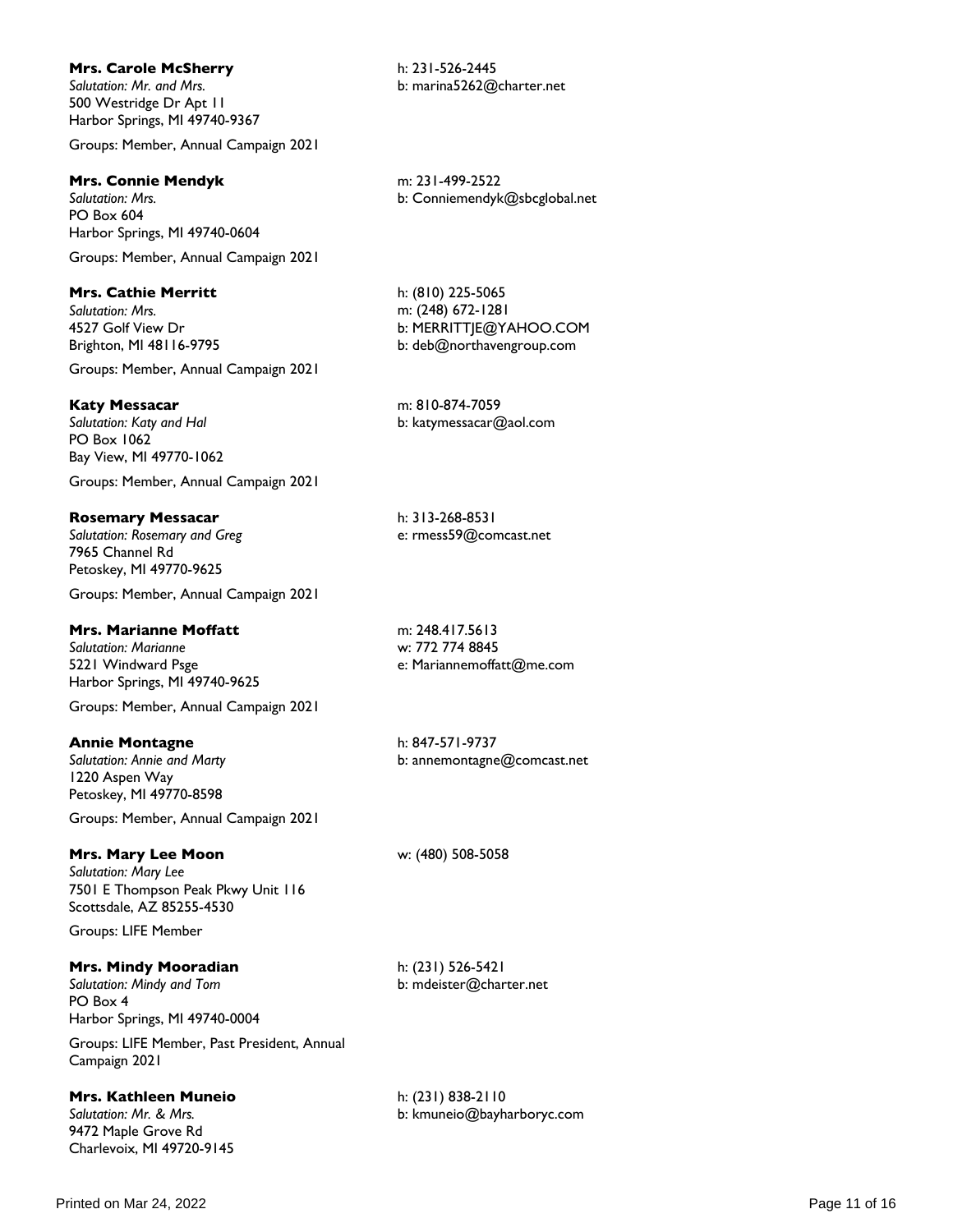**Mrs. Carole McSherry**
*Salutation: Mr. and Mrs.*
500 Westridge Dr Apt 11
Harbor Springs, MI 49740-9367

h: 231-526-2445
b: marina5262@charter.net

Groups: Member, Annual Campaign 2021

**Mrs. Connie Mendyk**
*Salutation: Mrs.*
PO Box 604
Harbor Springs, MI 49740-0604

m: 231-499-2522
b: Conniemendyk@sbcglobal.net

Groups: Member, Annual Campaign 2021

**Mrs. Cathie Merritt**
*Salutation: Mrs.*
4527 Golf View Dr
Brighton, MI 48116-9795

h: (810) 225-5065
m: (248) 672-1281
b: MERRITTJE@YAHOO.COM
b: deb@northavengroup.com

Groups: Member, Annual Campaign 2021

**Katy Messacar**
*Salutation: Katy and Hal*
PO Box 1062
Bay View, MI 49770-1062

m: 810-874-7059
b: katymessacar@aol.com

Groups: Member, Annual Campaign 2021

**Rosemary Messacar**
*Salutation: Rosemary and Greg*
7965 Channel Rd
Petoskey, MI 49770-9625

h: 313-268-8531
e: rmess59@comcast.net

Groups: Member, Annual Campaign 2021

**Mrs. Marianne Moffatt**
*Salutation: Marianne*
5221 Windward Psge
Harbor Springs, MI 49740-9625

m: 248.417.5613
w: 772 774 8845
e: Mariannemoffatt@me.com

Groups: Member, Annual Campaign 2021

**Annie Montagne**
*Salutation: Annie and Marty*
1220 Aspen Way
Petoskey, MI 49770-8598

h: 847-571-9737
b: annemontagne@comcast.net

Groups: Member, Annual Campaign 2021

**Mrs. Mary Lee Moon**
*Salutation: Mary Lee*
7501 E Thompson Peak Pkwy Unit 116
Scottsdale, AZ 85255-4530

w: (480) 508-5058

Groups: LIFE Member

**Mrs. Mindy Mooradian**
*Salutation: Mindy and Tom*
PO Box 4
Harbor Springs, MI 49740-0004

h: (231) 526-5421
b: mdeister@charter.net

Groups: LIFE Member, Past President, Annual Campaign 2021

**Mrs. Kathleen Muneio**
*Salutation: Mr. & Mrs.*
9472 Maple Grove Rd
Charlevoix, MI 49720-9145

h: (231) 838-2110
b: kmuneio@bayharboryc.com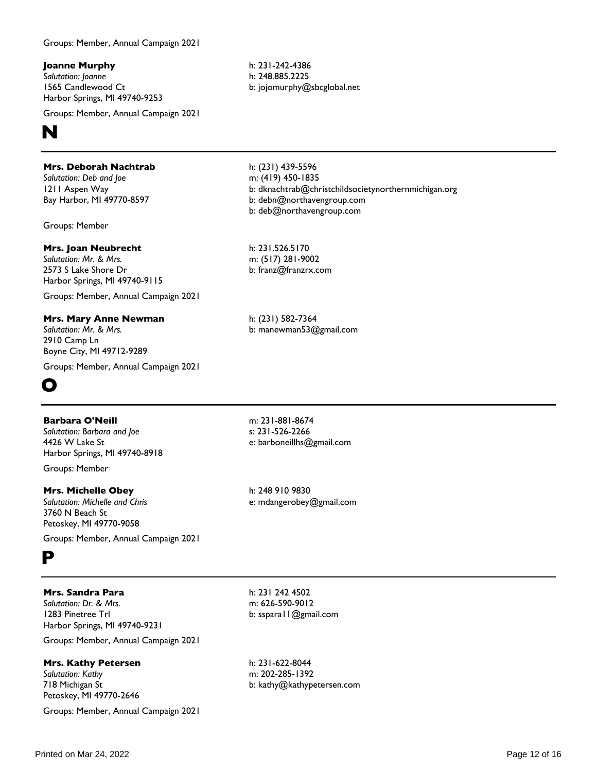Groups: Member, Annual Campaign 2021

**Joanne Murphy**
*Salutation: Joanne*
1565 Candlewood Ct
Harbor Springs, MI 49740-9253

h: 231-242-4386
h: 248.885.2225
b: jojomurphy@sbcglobal.net

Groups: Member, Annual Campaign 2021

# N

**Mrs. Deborah Nachtrab**
*Salutation: Deb and Joe*
1211 Aspen Way
Bay Harbor, MI 49770-8597

h: (231) 439-5596
m: (419) 450-1835
b: dknachtrab@christchildsocietynorthernmichigan.org
b: debn@northavengroup.com
b: deb@northavengroup.com

Groups: Member

**Mrs. Joan Neubrecht**
*Salutation: Mr. & Mrs.*
2573 S Lake Shore Dr
Harbor Springs, MI 49740-9115

h: 231.526.5170
m: (517) 281-9002
b: franz@franzrx.com

Groups: Member, Annual Campaign 2021

**Mrs. Mary Anne Newman**
*Salutation: Mr. & Mrs.*
2910 Camp Ln
Boyne City, MI 49712-9289

h: (231) 582-7364
b: manewman53@gmail.com

Groups: Member, Annual Campaign 2021

# O

**Barbara O'Neill**
*Salutation: Barbara and Joe*
4426 W Lake St
Harbor Springs, MI 49740-8918

m: 231-881-8674
s: 231-526-2266
e: barboneillhs@gmail.com

Groups: Member

**Mrs. Michelle Obey**
*Salutation: Michelle and Chris*
3760 N Beach St
Petoskey, MI 49770-9058

h: 248 910 9830
e: mdangerobey@gmail.com

Groups: Member, Annual Campaign 2021

# P

**Mrs. Sandra Para**
*Salutation: Dr. & Mrs.*
1283 Pinetree Trl
Harbor Springs, MI 49740-9231

h: 231 242 4502
m: 626-590-9012
b: sspara11@gmail.com

Groups: Member, Annual Campaign 2021

**Mrs. Kathy Petersen**
*Salutation: Kathy*
718 Michigan St
Petoskey, MI 49770-2646

h: 231-622-8044
m: 202-285-1392
b: kathy@kathypetersen.com

Groups: Member, Annual Campaign 2021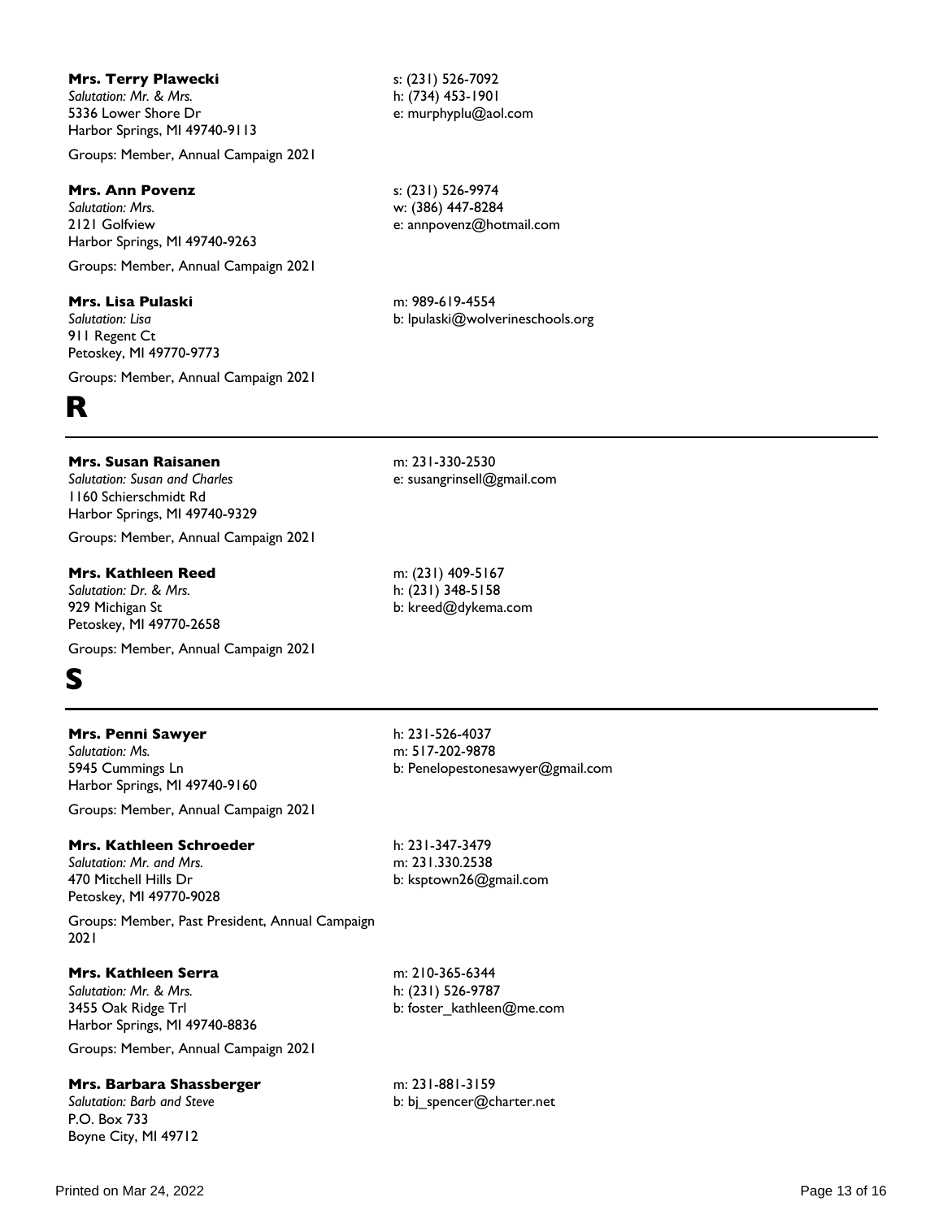**Mrs. Terry Plawecki**
*Salutation: Mr. & Mrs.*
5336 Lower Shore Dr
Harbor Springs, MI 49740-9113

s: (231) 526-7092
h: (734) 453-1901
e: murphyplu@aol.com

Groups: Member, Annual Campaign 2021

**Mrs. Ann Povenz**
*Salutation: Mrs.*
2121 Golfview
Harbor Springs, MI 49740-9263

s: (231) 526-9974
w: (386) 447-8284
e: annpovenz@hotmail.com

Groups: Member, Annual Campaign 2021

**Mrs. Lisa Pulaski**
*Salutation: Lisa*
911 Regent Ct
Petoskey, MI 49770-9773

m: 989-619-4554
b: lpulaski@wolverineschools.org

Groups: Member, Annual Campaign 2021

# R

**Mrs. Susan Raisanen**
*Salutation: Susan and Charles*
1160 Schierschmidt Rd
Harbor Springs, MI 49740-9329

m: 231-330-2530
e: susangrinsell@gmail.com

Groups: Member, Annual Campaign 2021

**Mrs. Kathleen Reed**
*Salutation: Dr. & Mrs.*
929 Michigan St
Petoskey, MI 49770-2658

m: (231) 409-5167
h: (231) 348-5158
b: kreed@dykema.com

Groups: Member, Annual Campaign 2021

# S

**Mrs. Penni Sawyer**
*Salutation: Ms.*
5945 Cummings Ln
Harbor Springs, MI 49740-9160

h: 231-526-4037
m: 517-202-9878
b: Penelopestonesawyer@gmail.com

Groups: Member, Annual Campaign 2021

**Mrs. Kathleen Schroeder**
*Salutation: Mr. and Mrs.*
470 Mitchell Hills Dr
Petoskey, MI 49770-9028

h: 231-347-3479
m: 231.330.2538
b: ksptown26@gmail.com

Groups: Member, Past President, Annual Campaign 2021

**Mrs. Kathleen Serra**
*Salutation: Mr. & Mrs.*
3455 Oak Ridge Trl
Harbor Springs, MI 49740-8836

m: 210-365-6344
h: (231) 526-9787
b: foster_kathleen@me.com

Groups: Member, Annual Campaign 2021

**Mrs. Barbara Shassberger**
*Salutation: Barb and Steve*
P.O. Box 733
Boyne City, MI 49712

m: 231-881-3159
b: bj_spencer@charter.net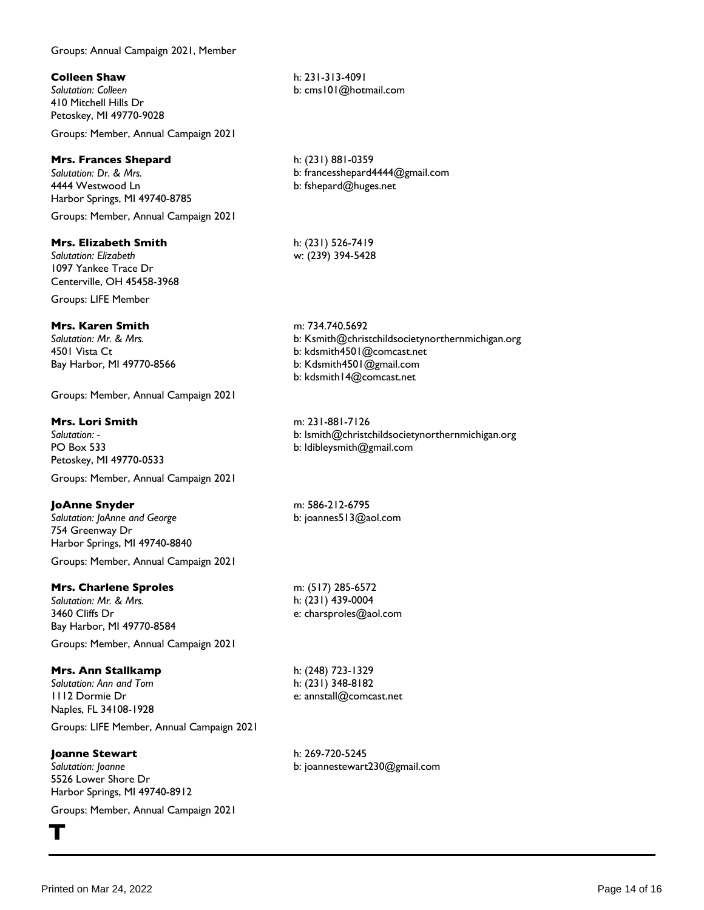Groups: Annual Campaign 2021, Member

**Colleen Shaw**
*Salutation: Colleen*
410 Mitchell Hills Dr
Petoskey, MI 49770-9028

h: 231-313-4091
b: cms101@hotmail.com

Groups: Member, Annual Campaign 2021

**Mrs. Frances Shepard**
*Salutation: Dr. & Mrs.*
4444 Westwood Ln
Harbor Springs, MI 49740-8785

h: (231) 881-0359
b: francesshepard4444@gmail.com
b: fshepard@huges.net

Groups: Member, Annual Campaign 2021

**Mrs. Elizabeth Smith**
*Salutation: Elizabeth*
1097 Yankee Trace Dr
Centerville, OH 45458-3968

h: (231) 526-7419
w: (239) 394-5428

Groups: LIFE Member

**Mrs. Karen Smith**
*Salutation: Mr. & Mrs.*
4501 Vista Ct
Bay Harbor, MI 49770-8566

m: 734.740.5692
b: Ksmith@christchildsocietynorthernmichigan.org
b: kdsmith4501@comcast.net
b: Kdsmith4501@gmail.com
b: kdsmith14@comcast.net

Groups: Member, Annual Campaign 2021

**Mrs. Lori Smith**
*Salutation: -*
PO Box 533
Petoskey, MI 49770-0533

m: 231-881-7126
b: lsmith@christchildsocietynorthernmichigan.org
b: ldibleysmith@gmail.com

Groups: Member, Annual Campaign 2021

**JoAnne Snyder**
*Salutation: JoAnne and George*
754 Greenway Dr
Harbor Springs, MI 49740-8840

m: 586-212-6795
b: joannes513@aol.com

Groups: Member, Annual Campaign 2021

**Mrs. Charlene Sproles**
*Salutation: Mr. & Mrs.*
3460 Cliffs Dr
Bay Harbor, MI 49770-8584

m: (517) 285-6572
h: (231) 439-0004
e: charsproles@aol.com

Groups: Member, Annual Campaign 2021

**Mrs. Ann Stallkamp**
*Salutation: Ann and Tom*
1112 Dormie Dr
Naples, FL 34108-1928

h: (248) 723-1329
h: (231) 348-8182
e: annstall@comcast.net

Groups: LIFE Member, Annual Campaign 2021

**Joanne Stewart**
*Salutation: Joanne*
5526 Lower Shore Dr
Harbor Springs, MI 49740-8912

h: 269-720-5245
b: joannestewart230@gmail.com

Groups: Member, Annual Campaign 2021

# T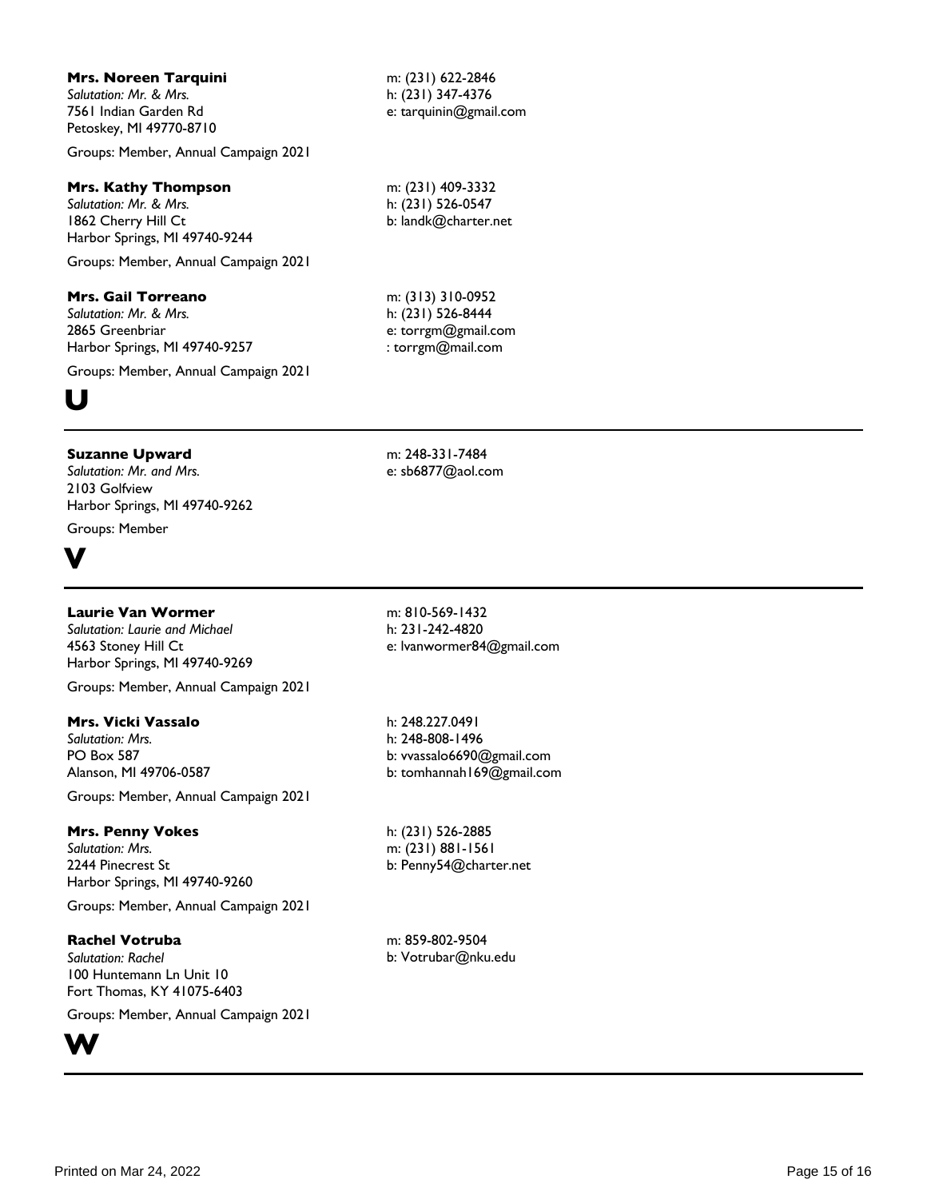**Mrs. Noreen Tarquini**
*Salutation: Mr. & Mrs.*
7561 Indian Garden Rd
Petoskey, MI 49770-8710

m: (231) 622-2846
h: (231) 347-4376
e: tarquinin@gmail.com

Groups: Member, Annual Campaign 2021

**Mrs. Kathy Thompson**
*Salutation: Mr. & Mrs.*
1862 Cherry Hill Ct
Harbor Springs, MI 49740-9244

m: (231) 409-3332
h: (231) 526-0547
b: landk@charter.net

Groups: Member, Annual Campaign 2021

**Mrs. Gail Torreano**
*Salutation: Mr. & Mrs.*
2865 Greenbriar
Harbor Springs, MI 49740-9257

m: (313) 310-0952
h: (231) 526-8444
e: torrgm@gmail.com
: torrgm@mail.com

Groups: Member, Annual Campaign 2021

# U

**Suzanne Upward**
*Salutation: Mr. and Mrs.*
2103 Golfview
Harbor Springs, MI 49740-9262

m: 248-331-7484
e: sb6877@aol.com

Groups: Member

# V

**Laurie Van Wormer**
*Salutation: Laurie and Michael*
4563 Stoney Hill Ct
Harbor Springs, MI 49740-9269

m: 810-569-1432
h: 231-242-4820
e: lvanwormer84@gmail.com

Groups: Member, Annual Campaign 2021

**Mrs. Vicki Vassalo**
*Salutation: Mrs.*
PO Box 587
Alanson, MI 49706-0587

h: 248.227.0491
h: 248-808-1496
b: vvassalo6690@gmail.com
b: tomhannah169@gmail.com

Groups: Member, Annual Campaign 2021

**Mrs. Penny Vokes**
*Salutation: Mrs.*
2244 Pinecrest St
Harbor Springs, MI 49740-9260

h: (231) 526-2885
m: (231) 881-1561
b: Penny54@charter.net

Groups: Member, Annual Campaign 2021

**Rachel Votruba**
*Salutation: Rachel*
100 Huntemann Ln Unit 10
Fort Thomas, KY 41075-6403

m: 859-802-9504
b: Votrubar@nku.edu

Groups: Member, Annual Campaign 2021

# W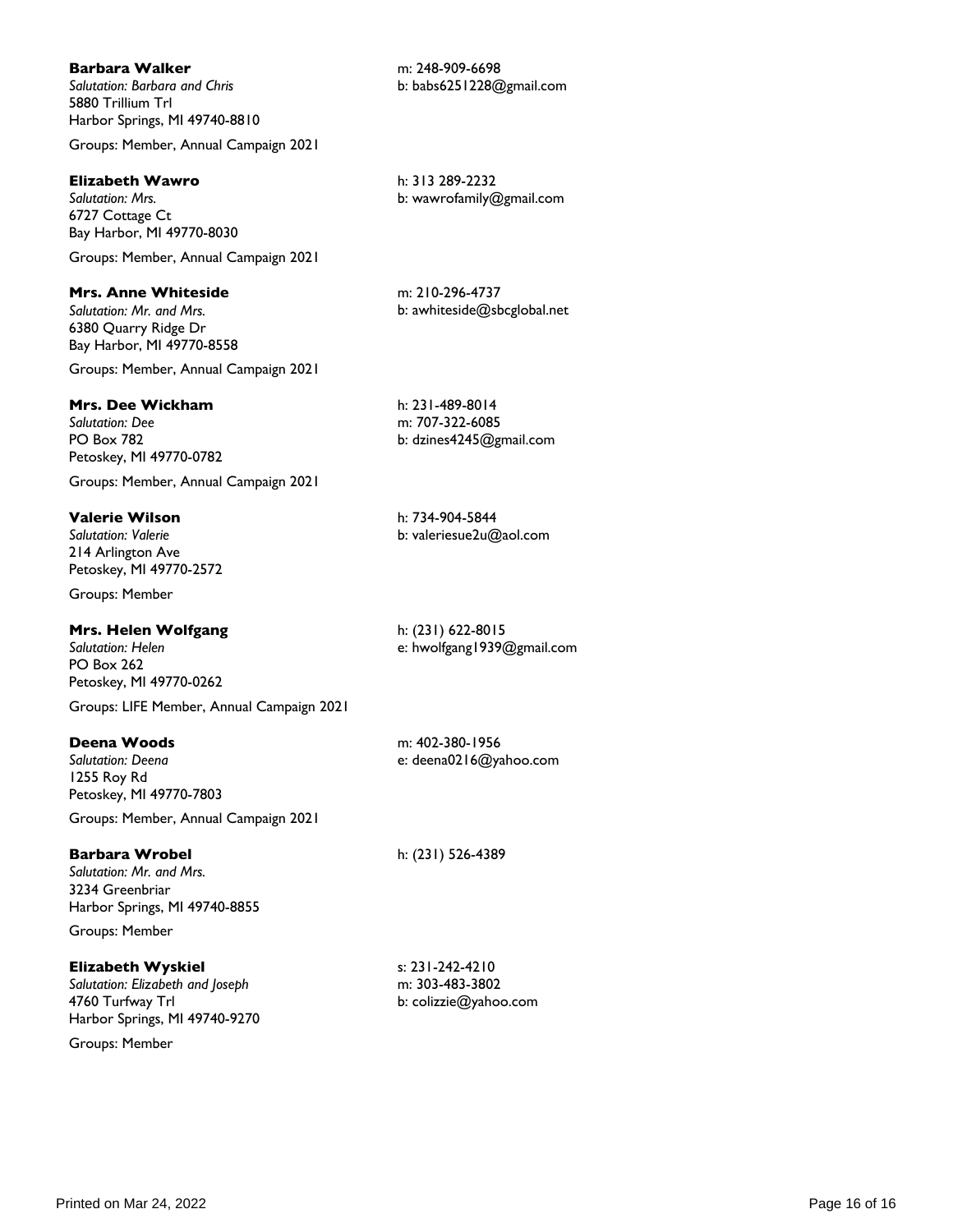**Barbara Walker**
*Salutation: Barbara and Chris*
5880 Trillium Trl
Harbor Springs, MI 49740-8810
Groups: Member, Annual Campaign 2021

m: 248-909-6698
b: babs6251228@gmail.com

**Elizabeth Wawro**
*Salutation: Mrs.*
6727 Cottage Ct
Bay Harbor, MI 49770-8030
Groups: Member, Annual Campaign 2021

h: 313 289-2232
b: wawrofamily@gmail.com

**Mrs. Anne Whiteside**
*Salutation: Mr. and Mrs.*
6380 Quarry Ridge Dr
Bay Harbor, MI 49770-8558
Groups: Member, Annual Campaign 2021

m: 210-296-4737
b: awhiteside@sbcglobal.net

**Mrs. Dee Wickham**
*Salutation: Dee*
PO Box 782
Petoskey, MI 49770-0782
Groups: Member, Annual Campaign 2021

h: 231-489-8014
m: 707-322-6085
b: dzines4245@gmail.com

**Valerie Wilson**
*Salutation: Valerie*
214 Arlington Ave
Petoskey, MI 49770-2572
Groups: Member

h: 734-904-5844
b: valeriesue2u@aol.com

**Mrs. Helen Wolfgang**
*Salutation: Helen*
PO Box 262
Petoskey, MI 49770-0262
Groups: LIFE Member, Annual Campaign 2021

h: (231) 622-8015
e: hwolfgang1939@gmail.com

**Deena Woods**
*Salutation: Deena*
1255 Roy Rd
Petoskey, MI 49770-7803
Groups: Member, Annual Campaign 2021

m: 402-380-1956
e: deena0216@yahoo.com

**Barbara Wrobel**
*Salutation: Mr. and Mrs.*
3234 Greenbriar
Harbor Springs, MI 49740-8855
Groups: Member

h: (231) 526-4389

**Elizabeth Wyskiel**
*Salutation: Elizabeth and Joseph*
4760 Turfway Trl
Harbor Springs, MI 49740-9270
Groups: Member

s: 231-242-4210
m: 303-483-3802
b: colizzie@yahoo.com

Printed on Mar 24, 2022